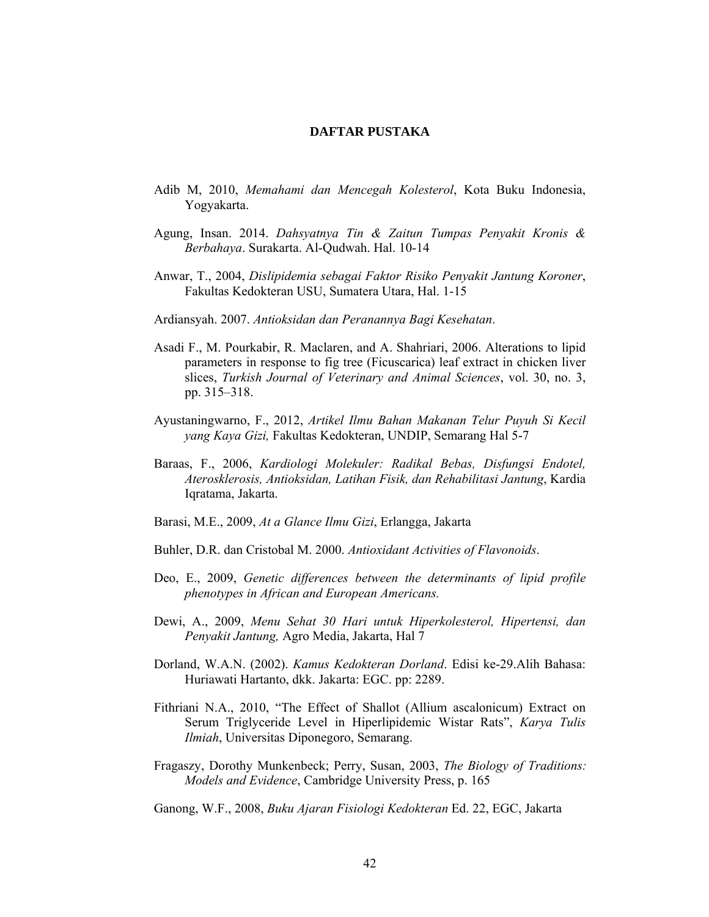# DAFTAR PUSTAKA

Adib M, 2010, *Memahami dan Mencegah Kolesterol*, Kota Buku Indonesia, Yogyakarta.

Agung, Insan. 2014. *Dahsyatnya Tin & Zaitun Tumpas Penyakit Kronis & Berbahaya*. Surakarta. Al-Qudwah. Hal. 10-14

Anwar, T., 2004, *Dislipidemia sebagai Faktor Risiko Penyakit Jantung Koroner*, Fakultas Kedokteran USU, Sumatera Utara, Hal. 1-15

Ardiansyah. 2007. *Antioksidan dan Peranannya Bagi Kesehatan*.

Asadi F., M. Pourkabir, R. Maclaren, and A. Shahriari, 2006. Alterations to lipid parameters in response to fig tree (Ficuscarica) leaf extract in chicken liver slices, *Turkish Journal of Veterinary and Animal Sciences*, vol. 30, no. 3, pp. 315–318.

Ayustaningwarno, F., 2012, *Artikel Ilmu Bahan Makanan Telur Puyuh Si Kecil yang Kaya Gizi,* Fakultas Kedokteran, UNDIP, Semarang Hal 5-7

Baraas, F., 2006, *Kardiologi Molekuler: Radikal Bebas, Disfungsi Endotel, Aterosklerosis, Antioksidan, Latihan Fisik, dan Rehabilitasi Jantung*, Kardia Iqratama, Jakarta.

Barasi, M.E., 2009, *At a Glance Ilmu Gizi*, Erlangga, Jakarta

Buhler, D.R. dan Cristobal M. 2000. *Antioxidant Activities of Flavonoids*.

Deo, E., 2009, *Genetic differences between the determinants of lipid profile phenotypes in African and European Americans.*

Dewi, A., 2009, *Menu Sehat 30 Hari untuk Hiperkolesterol, Hipertensi, dan Penyakit Jantung,* Agro Media, Jakarta, Hal 7

Dorland, W.A.N. (2002). *Kamus Kedokteran Dorland*. Edisi ke-29.Alih Bahasa: Huriawati Hartanto, dkk. Jakarta: EGC. pp: 2289.

Fithriani N.A., 2010, "The Effect of Shallot (Allium ascalonicum) Extract on Serum Triglyceride Level in Hiperlipidemic Wistar Rats", *Karya Tulis Ilmiah*, Universitas Diponegoro, Semarang.

Fragaszy, Dorothy Munkenbeck; Perry, Susan, 2003, *The Biology of Traditions: Models and Evidence*, Cambridge University Press, p. 165

Ganong, W.F., 2008, *Buku Ajaran Fisiologi Kedokteran* Ed. 22, EGC, Jakarta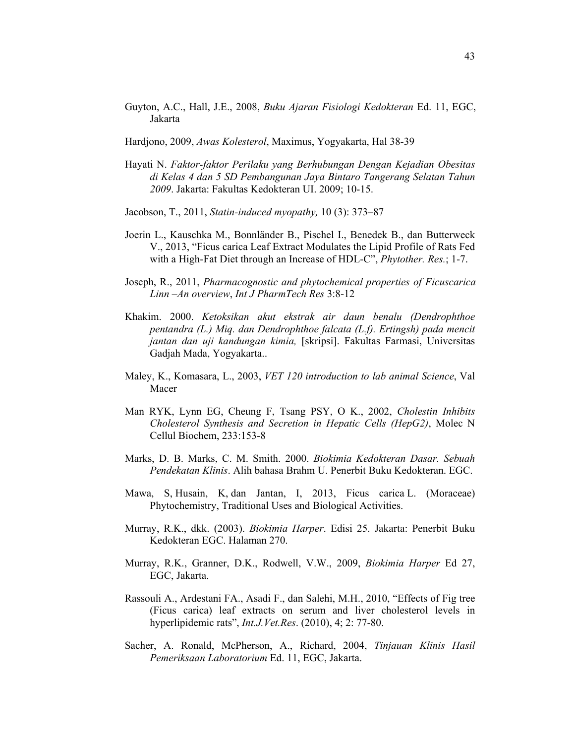Guyton, A.C., Hall, J.E., 2008, *Buku Ajaran Fisiologi Kedokteran* Ed. 11, EGC, Jakarta

Hardjono, 2009, *Awas Kolesterol*, Maximus, Yogyakarta, Hal 38-39

Hayati N. *Faktor-faktor Perilaku yang Berhubungan Dengan Kejadian Obesitas di Kelas 4 dan 5 SD Pembangunan Jaya Bintaro Tangerang Selatan Tahun 2009*. Jakarta: Fakultas Kedokteran UI. 2009; 10-15.

Jacobson, T., 2011, *Statin-induced myopathy,* 10 (3): 373–87

Joerin L., Kauschka M., Bonnländer B., Pischel I., Benedek B., dan Butterweck V., 2013, "Ficus carica Leaf Extract Modulates the Lipid Profile of Rats Fed with a High-Fat Diet through an Increase of HDL-C", *Phytother. Res.*; 1-7.

Joseph, R., 2011, *Pharmacognostic and phytochemical properties of Ficuscarica Linn –An overview*, *Int J PharmTech Res* 3:8-12

Khakim. 2000. *Ketoksikan akut ekstrak air daun benalu (Dendrophthoe pentandra (L.) Miq. dan Dendrophthoe falcata (L.f). Ertingsh) pada mencit jantan dan uji kandungan kimia,* [skripsi]. Fakultas Farmasi, Universitas Gadjah Mada, Yogyakarta..

Maley, K., Komasara, L., 2003, *VET 120 introduction to lab animal Science*, Val Macer

Man RYK, Lynn EG, Cheung F, Tsang PSY, O K., 2002, *Cholestin Inhibits Cholesterol Synthesis and Secretion in Hepatic Cells (HepG2)*, Molec N Cellul Biochem, 233:153-8

Marks, D. B. Marks, C. M. Smith. 2000. *Biokimia Kedokteran Dasar. Sebuah Pendekatan Klinis*. Alih bahasa Brahm U. Penerbit Buku Kedokteran. EGC.

Mawa, S, Husain, K, dan Jantan, I, 2013, Ficus carica L. (Moraceae) Phytochemistry, Traditional Uses and Biological Activities.

Murray, R.K., dkk. (2003). *Biokimia Harper*. Edisi 25. Jakarta: Penerbit Buku Kedokteran EGC. Halaman 270.

Murray, R.K., Granner, D.K., Rodwell, V.W., 2009, *Biokimia Harper* Ed 27, EGC, Jakarta.

Rassouli A., Ardestani FA., Asadi F., dan Salehi, M.H., 2010, "Effects of Fig tree (Ficus carica) leaf extracts on serum and liver cholesterol levels in hyperlipidemic rats", *Int.J.Vet.Res*. (2010), 4; 2: 77-80.

Sacher, A. Ronald, McPherson, A., Richard, 2004, *Tinjauan Klinis Hasil Pemeriksaan Laboratorium* Ed. 11, EGC, Jakarta.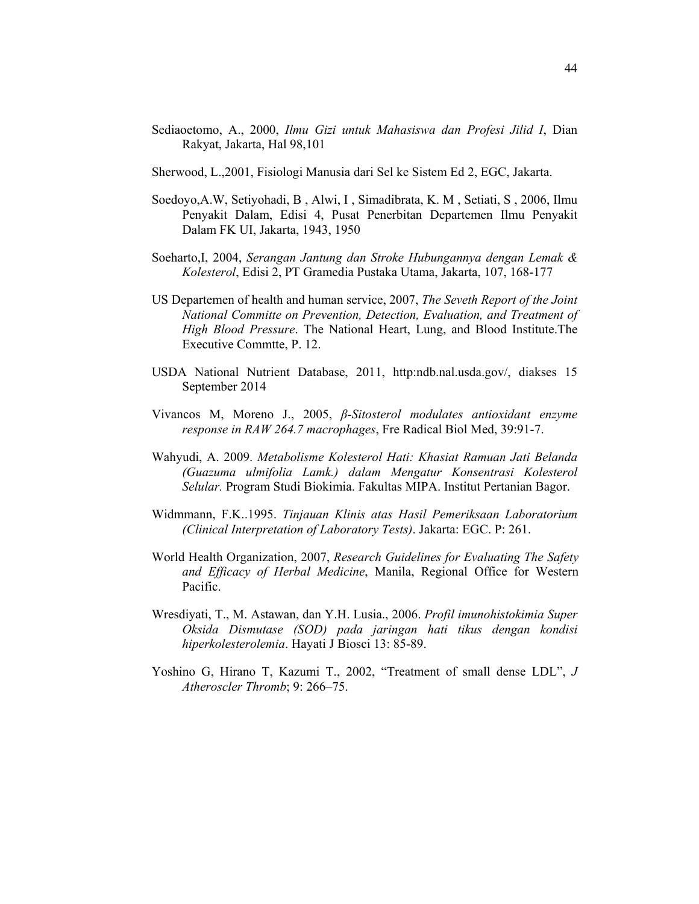Sediaoetomo, A., 2000, *Ilmu Gizi untuk Mahasiswa dan Profesi Jilid I*, Dian Rakyat, Jakarta, Hal 98,101

Sherwood, L.,2001, Fisiologi Manusia dari Sel ke Sistem Ed 2, EGC, Jakarta.

Soedoyo,A.W, Setiyohadi, B , Alwi, I , Simadibrata, K. M , Setiati, S , 2006, Ilmu Penyakit Dalam, Edisi 4, Pusat Penerbitan Departemen Ilmu Penyakit Dalam FK UI, Jakarta, 1943, 1950

Soeharto,I, 2004, *Serangan Jantung dan Stroke Hubungannya dengan Lemak & Kolesterol*, Edisi 2, PT Gramedia Pustaka Utama, Jakarta, 107, 168-177

US Departemen of health and human service, 2007, *The Seveth Report of the Joint National Committe on Prevention, Detection, Evaluation, and Treatment of High Blood Pressure*. The National Heart, Lung, and Blood Institute.The Executive Commtte, P. 12.

USDA National Nutrient Database, 2011, http:ndb.nal.usda.gov/, diakses 15 September 2014

Vivancos M, Moreno J., 2005, *β-Sitosterol modulates antioxidant enzyme response in RAW 264.7 macrophages*, Fre Radical Biol Med, 39:91-7.

Wahyudi, A. 2009. *Metabolisme Kolesterol Hati: Khasiat Ramuan Jati Belanda (Guazuma ulmifolia Lamk.) dalam Mengatur Konsentrasi Kolesterol Selular.* Program Studi Biokimia. Fakultas MIPA. Institut Pertanian Bagor.

Widmmann, F.K..1995. *Tinjauan Klinis atas Hasil Pemeriksaan Laboratorium (Clinical Interpretation of Laboratory Tests)*. Jakarta: EGC. P: 261.

World Health Organization, 2007, *Research Guidelines for Evaluating The Safety and Efficacy of Herbal Medicine*, Manila, Regional Office for Western Pacific.

Wresdiyati, T., M. Astawan, dan Y.H. Lusia., 2006. *Profil imunohistokimia Super Oksida Dismutase (SOD) pada jaringan hati tikus dengan kondisi hiperkolesterolemia*. Hayati J Biosci 13: 85-89.

Yoshino G, Hirano T, Kazumi T., 2002, "Treatment of small dense LDL", *J Atheroscler Thromb*; 9: 266–75.